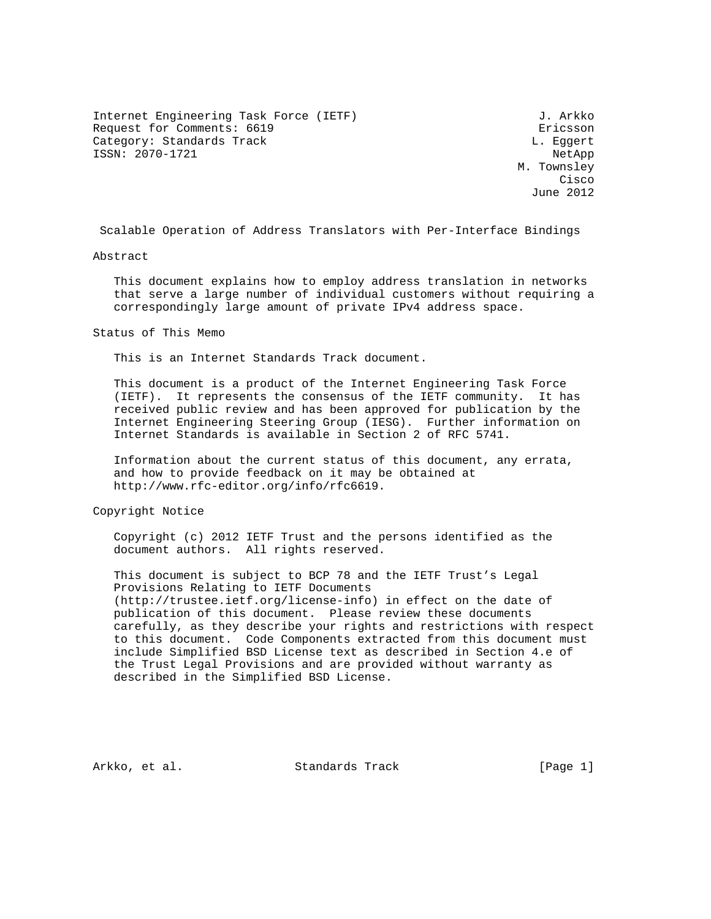Internet Engineering Task Force (IETF)  
Request for Comments: 6619  
Category: Standards Track  
ISSN: 2070-1721

J. Arkko  
Ericsson  
L. Eggert  
NetApp  
M. Townsley  
Cisco  
June 2012

# Scalable Operation of Address Translators with Per-Interface Bindings

## Abstract

This document explains how to employ address translation in networks that serve a large number of individual customers without requiring a correspondingly large amount of private IPv4 address space.

## Status of This Memo

This is an Internet Standards Track document.

This document is a product of the Internet Engineering Task Force (IETF). It represents the consensus of the IETF community. It has received public review and has been approved for publication by the Internet Engineering Steering Group (IESG). Further information on Internet Standards is available in Section 2 of RFC 5741.

Information about the current status of this document, any errata, and how to provide feedback on it may be obtained at http://www.rfc-editor.org/info/rfc6619.

## Copyright Notice

Copyright (c) 2012 IETF Trust and the persons identified as the document authors. All rights reserved.

This document is subject to BCP 78 and the IETF Trust's Legal Provisions Relating to IETF Documents (http://trustee.ietf.org/license-info) in effect on the date of publication of this document. Please review these documents carefully, as they describe your rights and restrictions with respect to this document. Code Components extracted from this document must include Simplified BSD License text as described in Section 4.e of the Trust Legal Provisions and are provided without warranty as described in the Simplified BSD License.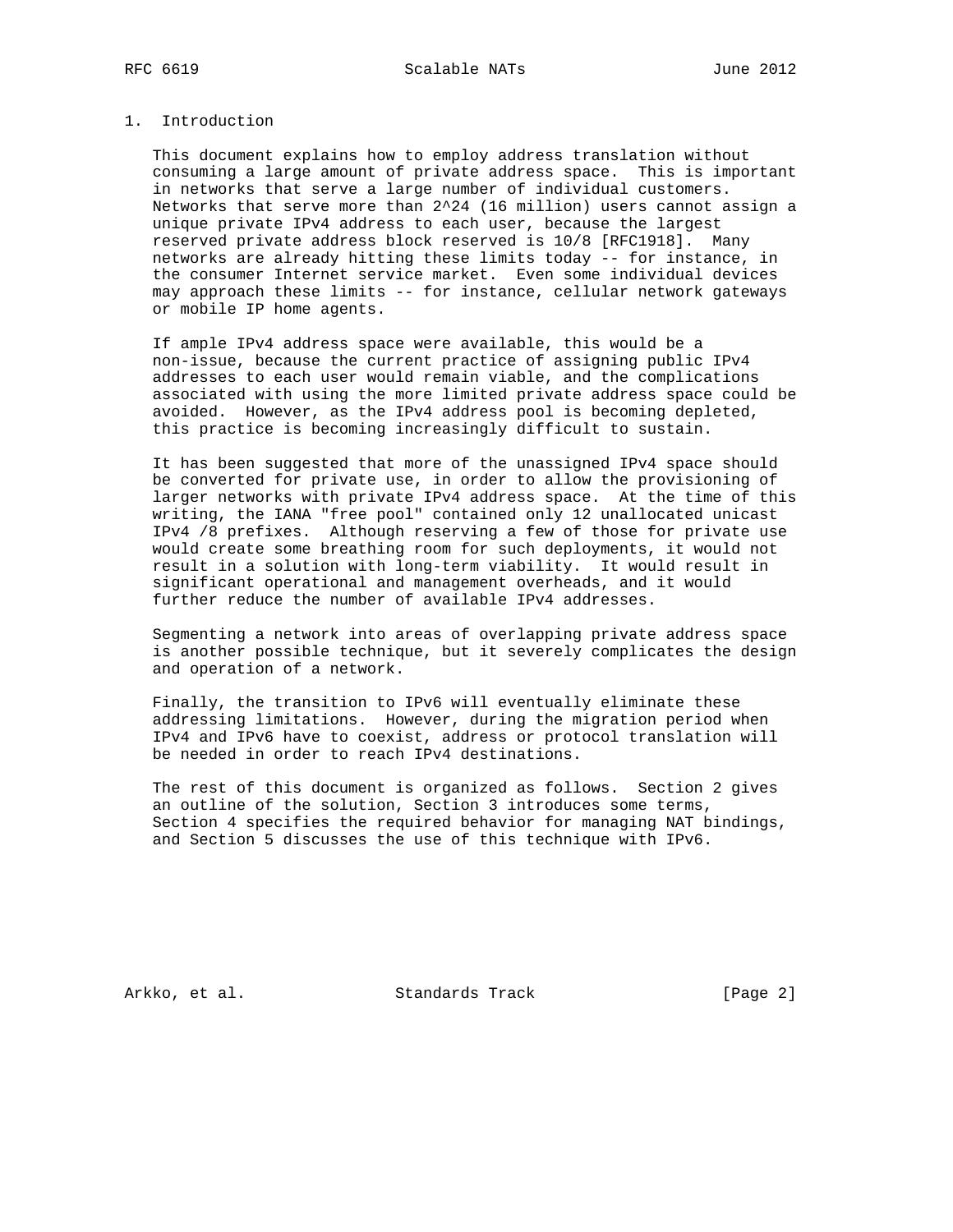## 1. Introduction

This document explains how to employ address translation without consuming a large amount of private address space. This is important in networks that serve a large number of individual customers. Networks that serve more than $2^{24}$ (16 million) users cannot assign a unique private IPv4 address to each user, because the largest reserved private address block reserved is 10/8 [RFC1918]. Many networks are already hitting these limits today -- for instance, in the consumer Internet service market. Even some individual devices may approach these limits -- for instance, cellular network gateways or mobile IP home agents.

If ample IPv4 address space were available, this would be a non-issue, because the current practice of assigning public IPv4 addresses to each user would remain viable, and the complications associated with using the more limited private address space could be avoided. However, as the IPv4 address pool is becoming depleted, this practice is becoming increasingly difficult to sustain.

It has been suggested that more of the unassigned IPv4 space should be converted for private use, in order to allow the provisioning of larger networks with private IPv4 address space. At the time of this writing, the IANA "free pool" contained only 12 unallocated unicast IPv4 /8 prefixes. Although reserving a few of those for private use would create some breathing room for such deployments, it would not result in a solution with long-term viability. It would result in significant operational and management overheads, and it would further reduce the number of available IPv4 addresses.

Segmenting a network into areas of overlapping private address space is another possible technique, but it severely complicates the design and operation of a network.

Finally, the transition to IPv6 will eventually eliminate these addressing limitations. However, during the migration period when IPv4 and IPv6 have to coexist, address or protocol translation will be needed in order to reach IPv4 destinations.

The rest of this document is organized as follows. Section 2 gives an outline of the solution, Section 3 introduces some terms, Section 4 specifies the required behavior for managing NAT bindings, and Section 5 discusses the use of this technique with IPv6.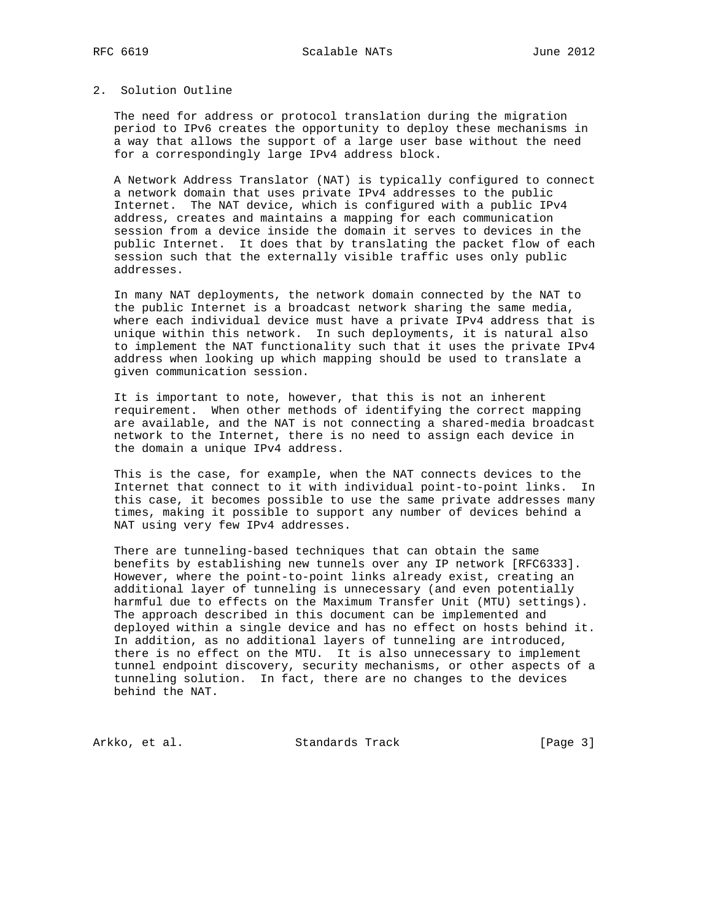## 2. Solution Outline

The need for address or protocol translation during the migration period to IPv6 creates the opportunity to deploy these mechanisms in a way that allows the support of a large user base without the need for a correspondingly large IPv4 address block.

A Network Address Translator (NAT) is typically configured to connect a network domain that uses private IPv4 addresses to the public Internet. The NAT device, which is configured with a public IPv4 address, creates and maintains a mapping for each communication session from a device inside the domain it serves to devices in the public Internet. It does that by translating the packet flow of each session such that the externally visible traffic uses only public addresses.

In many NAT deployments, the network domain connected by the NAT to the public Internet is a broadcast network sharing the same media, where each individual device must have a private IPv4 address that is unique within this network. In such deployments, it is natural also to implement the NAT functionality such that it uses the private IPv4 address when looking up which mapping should be used to translate a given communication session.

It is important to note, however, that this is not an inherent requirement. When other methods of identifying the correct mapping are available, and the NAT is not connecting a shared-media broadcast network to the Internet, there is no need to assign each device in the domain a unique IPv4 address.

This is the case, for example, when the NAT connects devices to the Internet that connect to it with individual point-to-point links. In this case, it becomes possible to use the same private addresses many times, making it possible to support any number of devices behind a NAT using very few IPv4 addresses.

There are tunneling-based techniques that can obtain the same benefits by establishing new tunnels over any IP network [RFC6333]. However, where the point-to-point links already exist, creating an additional layer of tunneling is unnecessary (and even potentially harmful due to effects on the Maximum Transfer Unit (MTU) settings). The approach described in this document can be implemented and deployed within a single device and has no effect on hosts behind it. In addition, as no additional layers of tunneling are introduced, there is no effect on the MTU. It is also unnecessary to implement tunnel endpoint discovery, security mechanisms, or other aspects of a tunneling solution. In fact, there are no changes to the devices behind the NAT.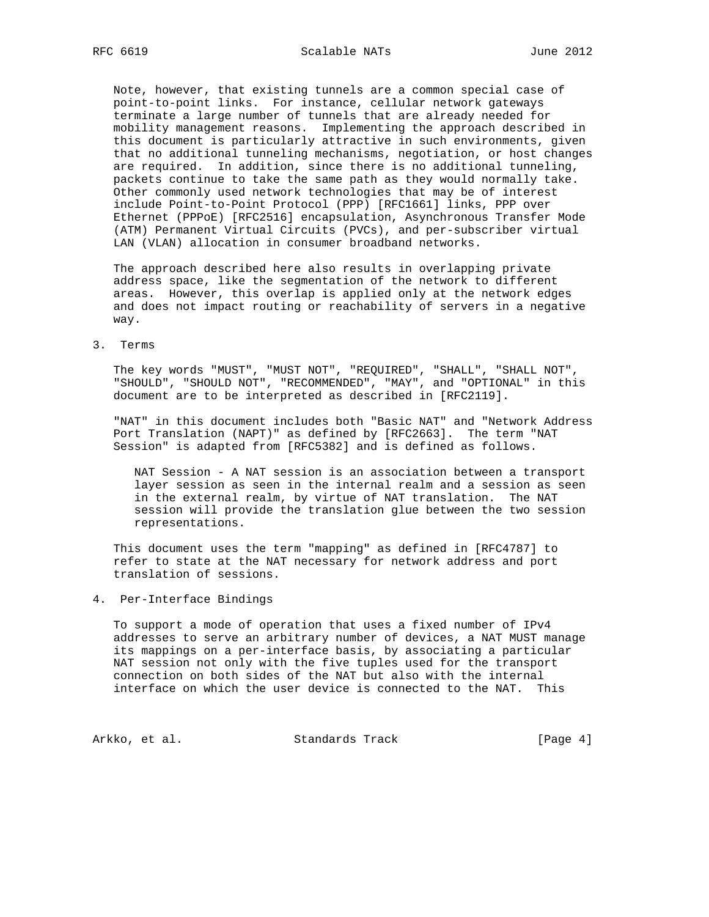Note, however, that existing tunnels are a common special case of point-to-point links. For instance, cellular network gateways terminate a large number of tunnels that are already needed for mobility management reasons. Implementing the approach described in this document is particularly attractive in such environments, given that no additional tunneling mechanisms, negotiation, or host changes are required. In addition, since there is no additional tunneling, packets continue to take the same path as they would normally take. Other commonly used network technologies that may be of interest include Point-to-Point Protocol (PPP) [RFC1661] links, PPP over Ethernet (PPPoE) [RFC2516] encapsulation, Asynchronous Transfer Mode (ATM) Permanent Virtual Circuits (PVCs), and per-subscriber virtual LAN (VLAN) allocation in consumer broadband networks.

The approach described here also results in overlapping private address space, like the segmentation of the network to different areas. However, this overlap is applied only at the network edges and does not impact routing or reachability of servers in a negative way.

## 3. Terms

The key words "MUST", "MUST NOT", "REQUIRED", "SHALL", "SHALL NOT", "SHOULD", "SHOULD NOT", "RECOMMENDED", "MAY", and "OPTIONAL" in this document are to be interpreted as described in [RFC2119].

"NAT" in this document includes both "Basic NAT" and "Network Address Port Translation (NAPT)" as defined by [RFC2663]. The term "NAT Session" is adapted from [RFC5382] and is defined as follows.

> NAT Session - A NAT session is an association between a transport layer session as seen in the internal realm and a session as seen in the external realm, by virtue of NAT translation. The NAT session will provide the translation glue between the two session representations.

This document uses the term "mapping" as defined in [RFC4787] to refer to state at the NAT necessary for network address and port translation of sessions.

## 4. Per-Interface Bindings

To support a mode of operation that uses a fixed number of IPv4 addresses to serve an arbitrary number of devices, a NAT MUST manage its mappings on a per-interface basis, by associating a particular NAT session not only with the five tuples used for the transport connection on both sides of the NAT but also with the internal interface on which the user device is connected to the NAT. This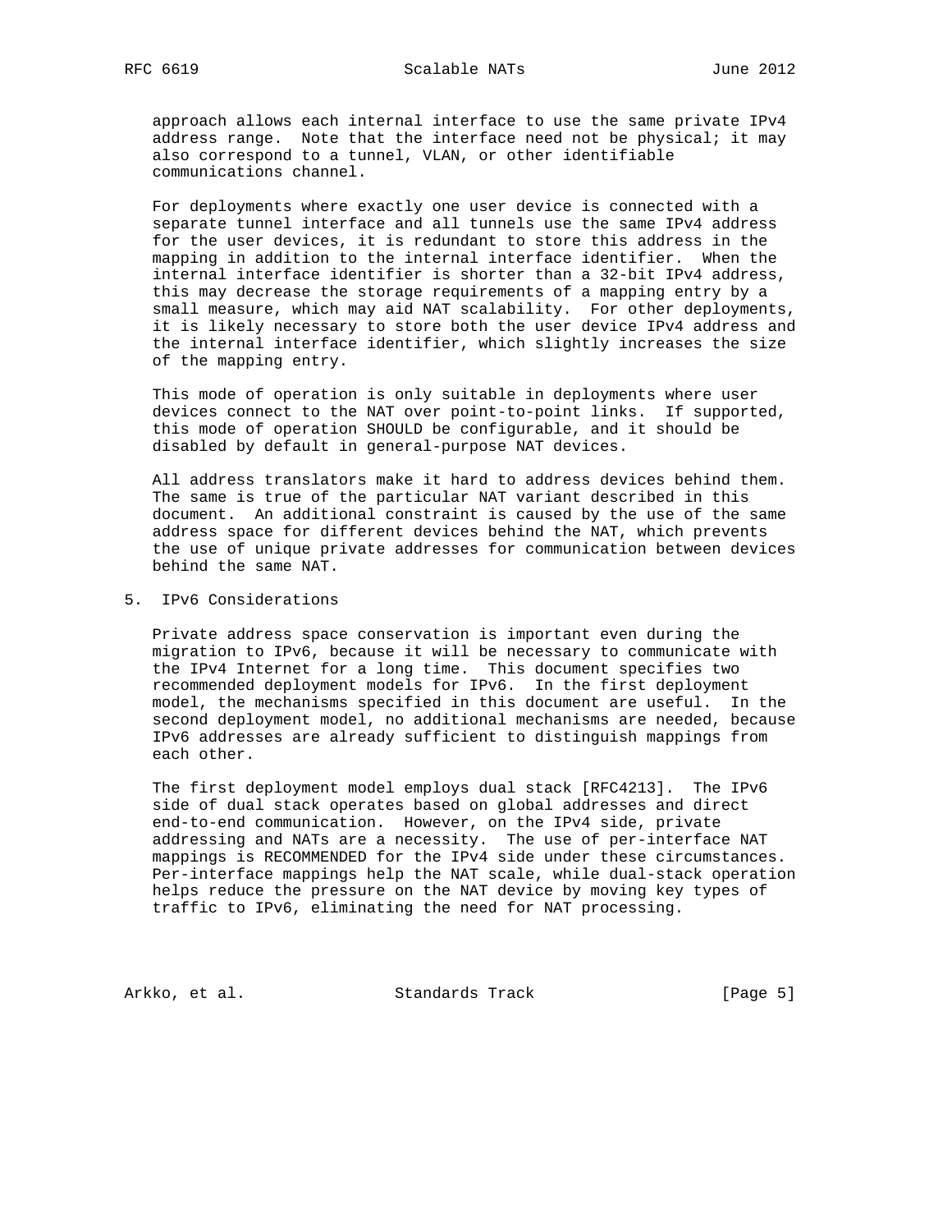approach allows each internal interface to use the same private IPv4 address range. Note that the interface need not be physical; it may also correspond to a tunnel, VLAN, or other identifiable communications channel.

For deployments where exactly one user device is connected with a separate tunnel interface and all tunnels use the same IPv4 address for the user devices, it is redundant to store this address in the mapping in addition to the internal interface identifier. When the internal interface identifier is shorter than a 32-bit IPv4 address, this may decrease the storage requirements of a mapping entry by a small measure, which may aid NAT scalability. For other deployments, it is likely necessary to store both the user device IPv4 address and the internal interface identifier, which slightly increases the size of the mapping entry.

This mode of operation is only suitable in deployments where user devices connect to the NAT over point-to-point links. If supported, this mode of operation SHOULD be configurable, and it should be disabled by default in general-purpose NAT devices.

All address translators make it hard to address devices behind them. The same is true of the particular NAT variant described in this document. An additional constraint is caused by the use of the same address space for different devices behind the NAT, which prevents the use of unique private addresses for communication between devices behind the same NAT.

## 5. IPv6 Considerations

Private address space conservation is important even during the migration to IPv6, because it will be necessary to communicate with the IPv4 Internet for a long time. This document specifies two recommended deployment models for IPv6. In the first deployment model, the mechanisms specified in this document are useful. In the second deployment model, no additional mechanisms are needed, because IPv6 addresses are already sufficient to distinguish mappings from each other.

The first deployment model employs dual stack [RFC4213]. The IPv6 side of dual stack operates based on global addresses and direct end-to-end communication. However, on the IPv4 side, private addressing and NATs are a necessity. The use of per-interface NAT mappings is RECOMMENDED for the IPv4 side under these circumstances. Per-interface mappings help the NAT scale, while dual-stack operation helps reduce the pressure on the NAT device by moving key types of traffic to IPv6, eliminating the need for NAT processing.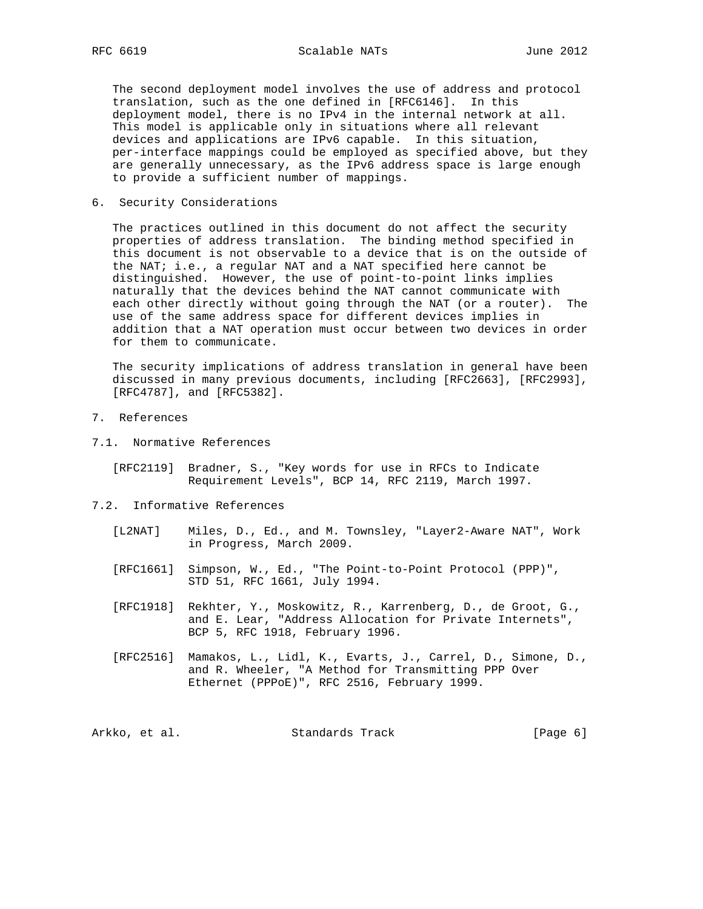The second deployment model involves the use of address and protocol translation, such as the one defined in [RFC6146]. In this deployment model, there is no IPv4 in the internal network at all. This model is applicable only in situations where all relevant devices and applications are IPv6 capable. In this situation, per-interface mappings could be employed as specified above, but they are generally unnecessary, as the IPv6 address space is large enough to provide a sufficient number of mappings.

## 6. Security Considerations

The practices outlined in this document do not affect the security properties of address translation. The binding method specified in this document is not observable to a device that is on the outside of the NAT; i.e., a regular NAT and a NAT specified here cannot be distinguished. However, the use of point-to-point links implies naturally that the devices behind the NAT cannot communicate with each other directly without going through the NAT (or a router). The use of the same address space for different devices implies in addition that a NAT operation must occur between two devices in order for them to communicate.

The security implications of address translation in general have been discussed in many previous documents, including [RFC2663], [RFC2993], [RFC4787], and [RFC5382].

## 7. References

### 7.1. Normative References

[RFC2119] Bradner, S., "Key words for use in RFCs to Indicate Requirement Levels", BCP 14, RFC 2119, March 1997.

### 7.2. Informative References

[L2NAT] Miles, D., Ed., and M. Townsley, "Layer2-Aware NAT", Work in Progress, March 2009.

[RFC1661] Simpson, W., Ed., "The Point-to-Point Protocol (PPP)", STD 51, RFC 1661, July 1994.

[RFC1918] Rekhter, Y., Moskowitz, R., Karrenberg, D., de Groot, G., and E. Lear, "Address Allocation for Private Internets", BCP 5, RFC 1918, February 1996.

[RFC2516] Mamakos, L., Lidl, K., Evarts, J., Carrel, D., Simone, D., and R. Wheeler, "A Method for Transmitting PPP Over Ethernet (PPPoE)", RFC 2516, February 1999.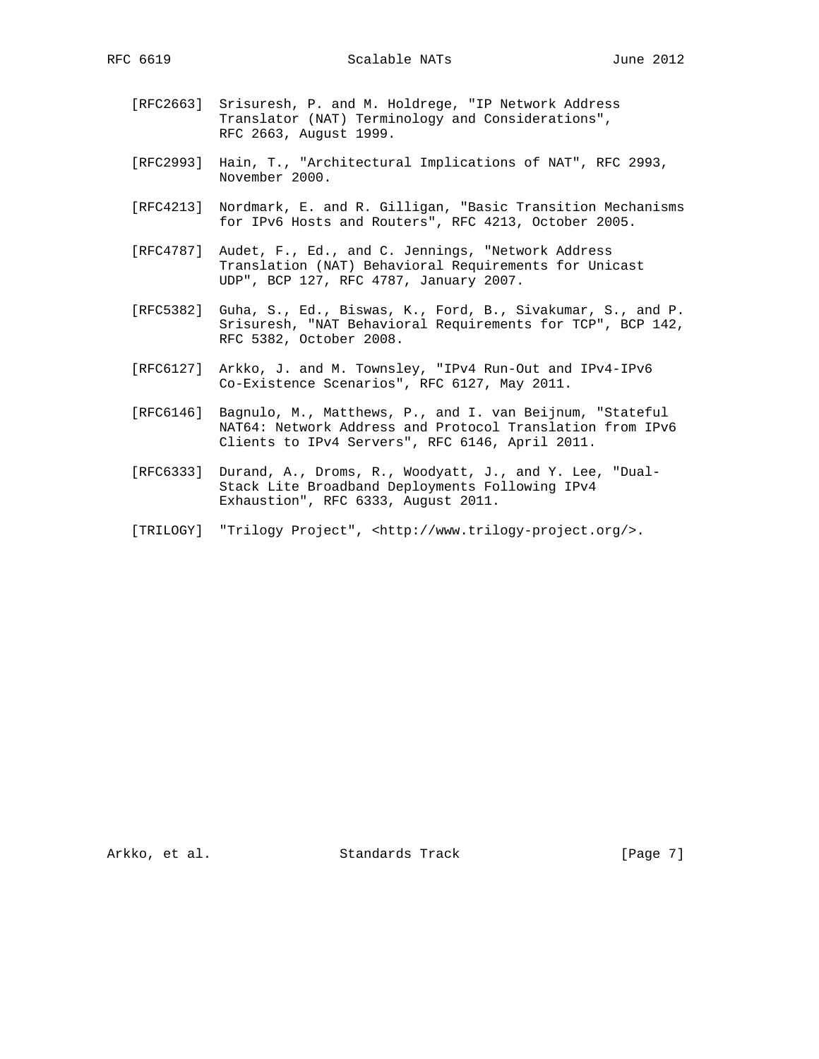[RFC2663] Srisuresh, P. and M. Holdrege, "IP Network Address Translator (NAT) Terminology and Considerations", RFC 2663, August 1999.

[RFC2993] Hain, T., "Architectural Implications of NAT", RFC 2993, November 2000.

[RFC4213] Nordmark, E. and R. Gilligan, "Basic Transition Mechanisms for IPv6 Hosts and Routers", RFC 4213, October 2005.

[RFC4787] Audet, F., Ed., and C. Jennings, "Network Address Translation (NAT) Behavioral Requirements for Unicast UDP", BCP 127, RFC 4787, January 2007.

[RFC5382] Guha, S., Ed., Biswas, K., Ford, B., Sivakumar, S., and P. Srisuresh, "NAT Behavioral Requirements for TCP", BCP 142, RFC 5382, October 2008.

[RFC6127] Arkko, J. and M. Townsley, "IPv4 Run-Out and IPv4-IPv6 Co-Existence Scenarios", RFC 6127, May 2011.

[RFC6146] Bagnulo, M., Matthews, P., and I. van Beijnum, "Stateful NAT64: Network Address and Protocol Translation from IPv6 Clients to IPv4 Servers", RFC 6146, April 2011.

[RFC6333] Durand, A., Droms, R., Woodyatt, J., and Y. Lee, "Dual-Stack Lite Broadband Deployments Following IPv4 Exhaustion", RFC 6333, August 2011.

[TRILOGY] "Trilogy Project", <http://www.trilogy-project.org/>.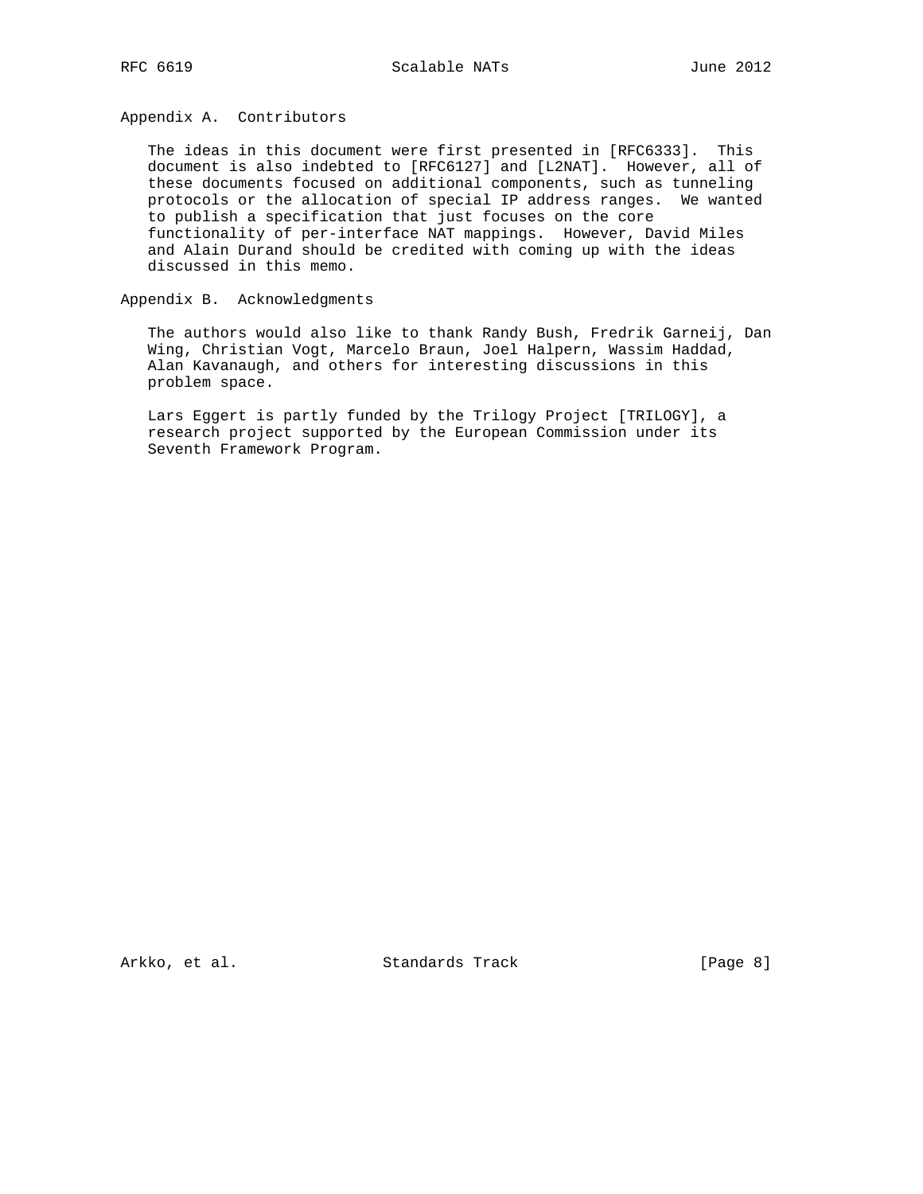## Appendix A. Contributors

The ideas in this document were first presented in [RFC6333]. This document is also indebted to [RFC6127] and [L2NAT]. However, all of these documents focused on additional components, such as tunneling protocols or the allocation of special IP address ranges. We wanted to publish a specification that just focuses on the core functionality of per-interface NAT mappings. However, David Miles and Alain Durand should be credited with coming up with the ideas discussed in this memo.

## Appendix B. Acknowledgments

The authors would also like to thank Randy Bush, Fredrik Garneij, Dan Wing, Christian Vogt, Marcelo Braun, Joel Halpern, Wassim Haddad, Alan Kavanaugh, and others for interesting discussions in this problem space.

Lars Eggert is partly funded by the Trilogy Project [TRILOGY], a research project supported by the European Commission under its Seventh Framework Program.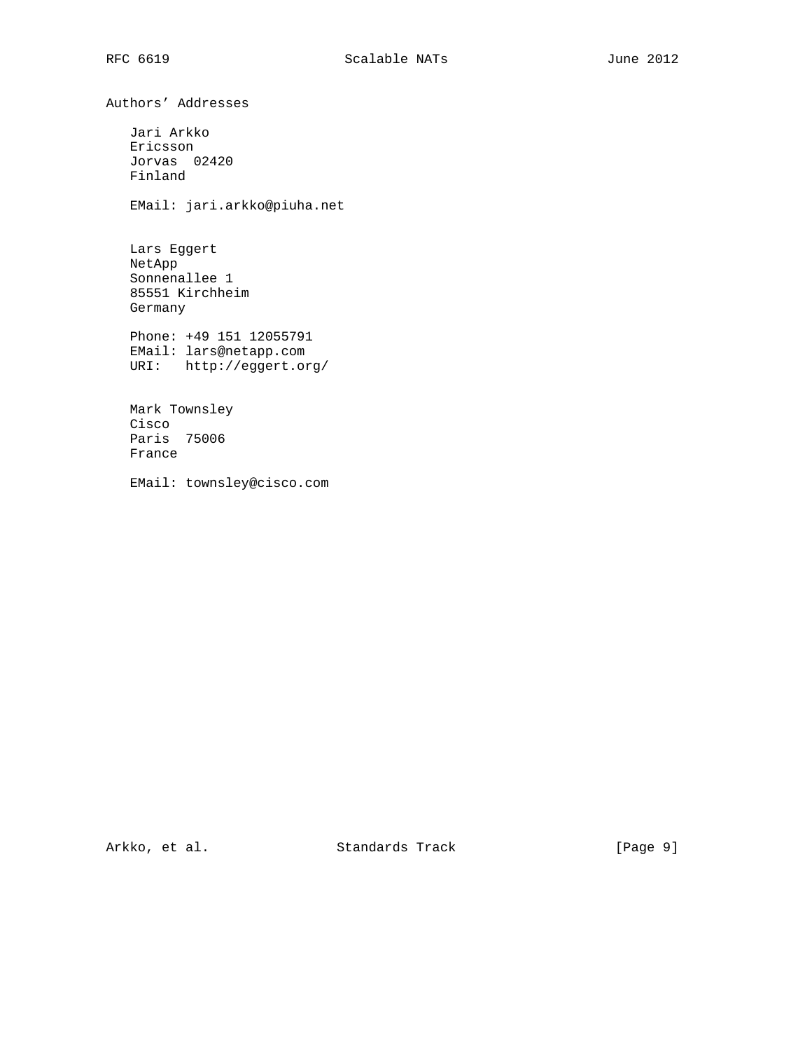## Authors' Addresses

Jari Arkko
Ericsson
Jorvas  02420
Finland

EMail: jari.arkko@piuha.net

Lars Eggert
NetApp
Sonnenallee 1
85551 Kirchheim
Germany

Phone: +49 151 12055791
EMail: lars@netapp.com
URI:   http://eggert.org/

Mark Townsley
Cisco
Paris  75006
France

EMail: townsley@cisco.com